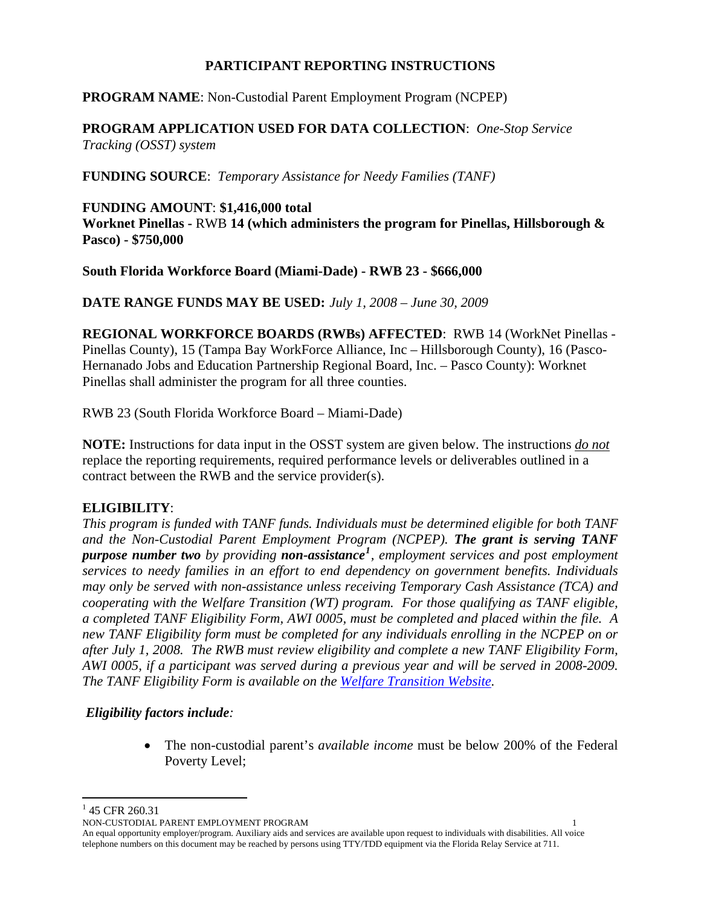# PARTICIPANT REPORTING INSTRUCTIONS

**PROGRAM NAME**: Non-Custodial Parent Employment Program (NCPEP)

**PROGRAM APPLICATION USED FOR DATA COLLECTION**: *One-Stop Service Tracking (OSST) system*

**FUNDING SOURCE**: *Temporary Assistance for Needy Families (TANF)*

**FUNDING AMOUNT**: **$1,416,000 total**
**Worknet Pinellas -** RWB **14 (which administers the program for Pinellas, Hillsborough & Pasco) - $750,000**

**South Florida Workforce Board (Miami-Dade) - RWB 23 - $666,000**

**DATE RANGE FUNDS MAY BE USED:** *July 1, 2008 – June 30, 2009*

**REGIONAL WORKFORCE BOARDS (RWBs) AFFECTED**: RWB 14 (WorkNet Pinellas - Pinellas County), 15 (Tampa Bay WorkForce Alliance, Inc – Hillsborough County), 16 (Pasco-Hernanado Jobs and Education Partnership Regional Board, Inc. – Pasco County): Worknet Pinellas shall administer the program for all three counties.

RWB 23 (South Florida Workforce Board – Miami-Dade)

**NOTE:** Instructions for data input in the OSST system are given below. The instructions ***do not*** replace the reporting requirements, required performance levels or deliverables outlined in a contract between the RWB and the service provider(s).

## ELIGIBILITY:

*This program is funded with TANF funds. Individuals must be determined eligible for both TANF and the Non-Custodial Parent Employment Program (NCPEP).* ***The grant is serving TANF purpose number two*** *by providing* ***non-assistance***[1]*, employment services and post employment services to needy families in an effort to end dependency on government benefits. Individuals may only be served with non-assistance unless receiving Temporary Cash Assistance (TCA) and cooperating with the Welfare Transition (WT) program. For those qualifying as TANF eligible, a completed TANF Eligibility Form, AWI 0005, must be completed and placed within the file. A new TANF Eligibility form must be completed for any individuals enrolling in the NCPEP on or after July 1, 2008. The RWB must review eligibility and complete a new TANF Eligibility Form, AWI 0005, if a participant was served during a previous year and will be served in 2008-2009. The TANF Eligibility Form is available on the [Welfare Transition Website](#).*

***Eligibility factors include:***

- The non-custodial parent's *available income* must be below 200% of the Federal Poverty Level;

---

[1] 45 CFR 260.31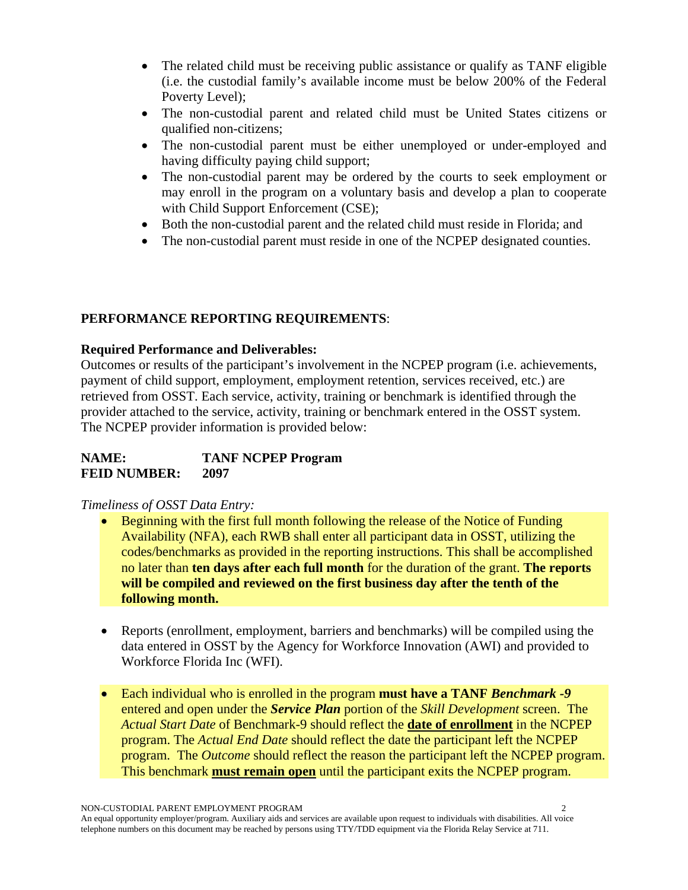- The related child must be receiving public assistance or qualify as TANF eligible (i.e. the custodial family's available income must be below 200% of the Federal Poverty Level);
- The non-custodial parent and related child must be United States citizens or qualified non-citizens;
- The non-custodial parent must be either unemployed or under-employed and having difficulty paying child support;
- The non-custodial parent may be ordered by the courts to seek employment or may enroll in the program on a voluntary basis and develop a plan to cooperate with Child Support Enforcement (CSE);
- Both the non-custodial parent and the related child must reside in Florida; and
- The non-custodial parent must reside in one of the NCPEP designated counties.

**PERFORMANCE REPORTING REQUIREMENTS**:

**Required Performance and Deliverables:**
Outcomes or results of the participant's involvement in the NCPEP program (i.e. achievements, payment of child support, employment, employment retention, services received, etc.) are retrieved from OSST. Each service, activity, training or benchmark is identified through the provider attached to the service, activity, training or benchmark entered in the OSST system. The NCPEP provider information is provided below:

**NAME:** **TANF NCPEP Program**
**FEID NUMBER:** **2097**

*Timeliness of OSST Data Entry:*

- Beginning with the first full month following the release of the Notice of Funding Availability (NFA), each RWB shall enter all participant data in OSST, utilizing the codes/benchmarks as provided in the reporting instructions. This shall be accomplished no later than **ten days after each full month** for the duration of the grant. **The reports will be compiled and reviewed on the first business day after the tenth of the following month.**

- Reports (enrollment, employment, barriers and benchmarks) will be compiled using the data entered in OSST by the Agency for Workforce Innovation (AWI) and provided to Workforce Florida Inc (WFI).

- Each individual who is enrolled in the program **must have a TANF *Benchmark -9*** entered and open under the ***Service Plan*** portion of the *Skill Development* screen. The *Actual Start Date* of Benchmark-9 should reflect the **date of enrollment** in the NCPEP program. The *Actual End Date* should reflect the date the participant left the NCPEP program. The *Outcome* should reflect the reason the participant left the NCPEP program. This benchmark **must remain open** until the participant exits the NCPEP program.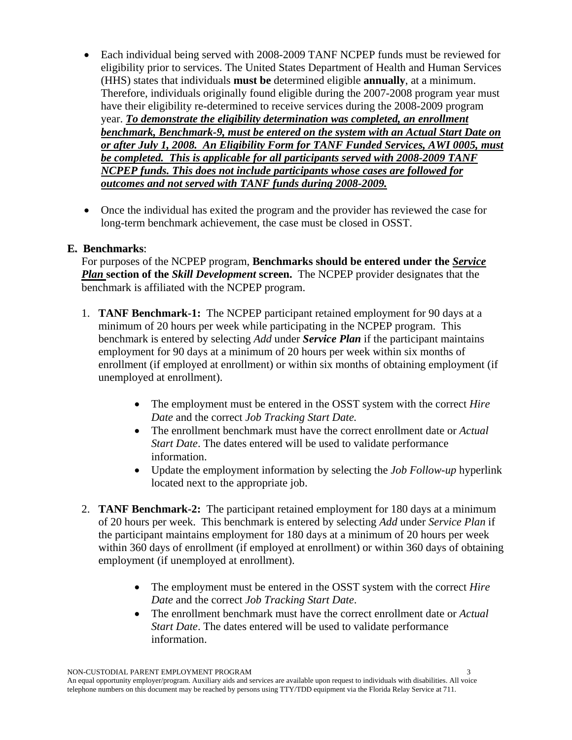- Each individual being served with 2008-2009 TANF NCPEP funds must be reviewed for eligibility prior to services. The United States Department of Health and Human Services (HHS) states that individuals **must be** determined eligible **annually**, at a minimum. Therefore, individuals originally found eligible during the 2007-2008 program year must have their eligibility re-determined to receive services during the 2008-2009 program year. ***<u>To demonstrate the eligibility determination was completed, an enrollment benchmark, Benchmark-9, must be entered on the system with an Actual Start Date on or after July 1, 2008. An Eligibility Form for TANF Funded Services, AWI 0005, must be completed. This is applicable for all participants served with 2008-2009 TANF NCPEP funds. This does not include participants whose cases are followed for outcomes and not served with TANF funds during 2008-2009.</u>***

- Once the individual has exited the program and the provider has reviewed the case for long-term benchmark achievement, the case must be closed in OSST.

### E. Benchmarks:

For purposes of the NCPEP program, **Benchmarks should be entered under the *<u>Service Plan</u>* section of the *Skill Development* screen.** The NCPEP provider designates that the benchmark is affiliated with the NCPEP program.

1. **TANF Benchmark-1:** The NCPEP participant retained employment for 90 days at a minimum of 20 hours per week while participating in the NCPEP program. This benchmark is entered by selecting *Add* under ***Service Plan*** if the participant maintains employment for 90 days at a minimum of 20 hours per week within six months of enrollment (if employed at enrollment) or within six months of obtaining employment (if unemployed at enrollment).

    - The employment must be entered in the OSST system with the correct *Hire Date* and the correct *Job Tracking Start Date.*
    - The enrollment benchmark must have the correct enrollment date or *Actual Start Date*. The dates entered will be used to validate performance information.
    - Update the employment information by selecting the *Job Follow-up* hyperlink located next to the appropriate job.

2. **TANF Benchmark-2:** The participant retained employment for 180 days at a minimum of 20 hours per week. This benchmark is entered by selecting *Add* under *Service Plan* if the participant maintains employment for 180 days at a minimum of 20 hours per week within 360 days of enrollment (if employed at enrollment) or within 360 days of obtaining employment (if unemployed at enrollment).

    - The employment must be entered in the OSST system with the correct *Hire Date* and the correct *Job Tracking Start Date*.
    - The enrollment benchmark must have the correct enrollment date or *Actual Start Date*. The dates entered will be used to validate performance information.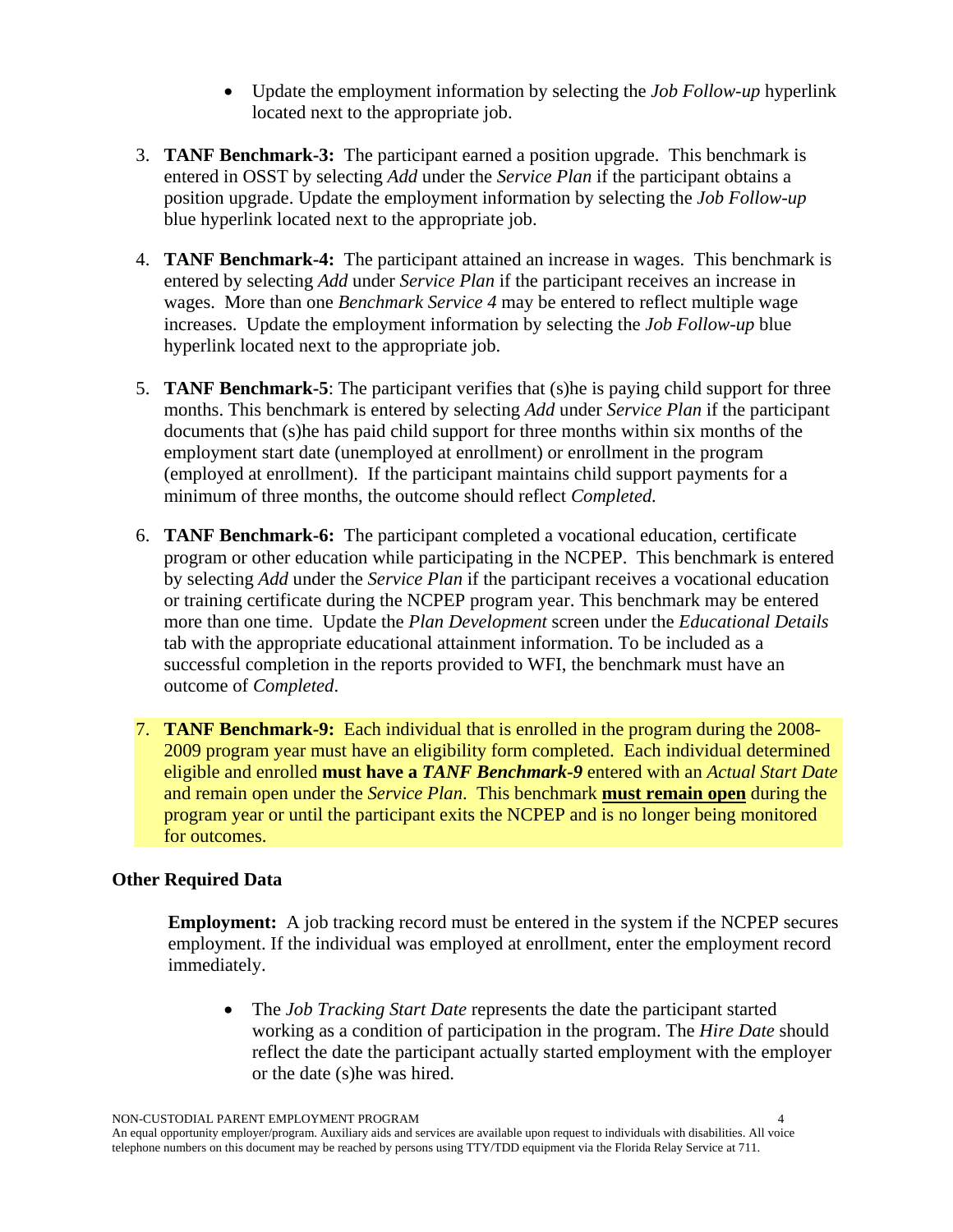- Update the employment information by selecting the *Job Follow-up* hyperlink located next to the appropriate job.

3. **TANF Benchmark-3:** The participant earned a position upgrade. This benchmark is entered in OSST by selecting *Add* under the *Service Plan* if the participant obtains a position upgrade. Update the employment information by selecting the *Job Follow-up* blue hyperlink located next to the appropriate job.

4. **TANF Benchmark-4:** The participant attained an increase in wages. This benchmark is entered by selecting *Add* under *Service Plan* if the participant receives an increase in wages. More than one *Benchmark Service 4* may be entered to reflect multiple wage increases. Update the employment information by selecting the *Job Follow-up* blue hyperlink located next to the appropriate job.

5. **TANF Benchmark-5**: The participant verifies that (s)he is paying child support for three months. This benchmark is entered by selecting *Add* under *Service Plan* if the participant documents that (s)he has paid child support for three months within six months of the employment start date (unemployed at enrollment) or enrollment in the program (employed at enrollment). If the participant maintains child support payments for a minimum of three months, the outcome should reflect *Completed.*

6. **TANF Benchmark-6:** The participant completed a vocational education, certificate program or other education while participating in the NCPEP. This benchmark is entered by selecting *Add* under the *Service Plan* if the participant receives a vocational education or training certificate during the NCPEP program year. This benchmark may be entered more than one time. Update the *Plan Development* screen under the *Educational Details* tab with the appropriate educational attainment information. To be included as a successful completion in the reports provided to WFI, the benchmark must have an outcome of *Completed*.

7. **TANF Benchmark-9:** Each individual that is enrolled in the program during the 2008-2009 program year must have an eligibility form completed. Each individual determined eligible and enrolled **must have a *TANF Benchmark-9*** entered with an *Actual Start Date* and remain open under the *Service Plan*. This benchmark **must remain open** during the program year or until the participant exits the NCPEP and is no longer being monitored for outcomes.

**Other Required Data**

**Employment:** A job tracking record must be entered in the system if the NCPEP secures employment. If the individual was employed at enrollment, enter the employment record immediately.

- The *Job Tracking Start Date* represents the date the participant started working as a condition of participation in the program. The *Hire Date* should reflect the date the participant actually started employment with the employer or the date (s)he was hired.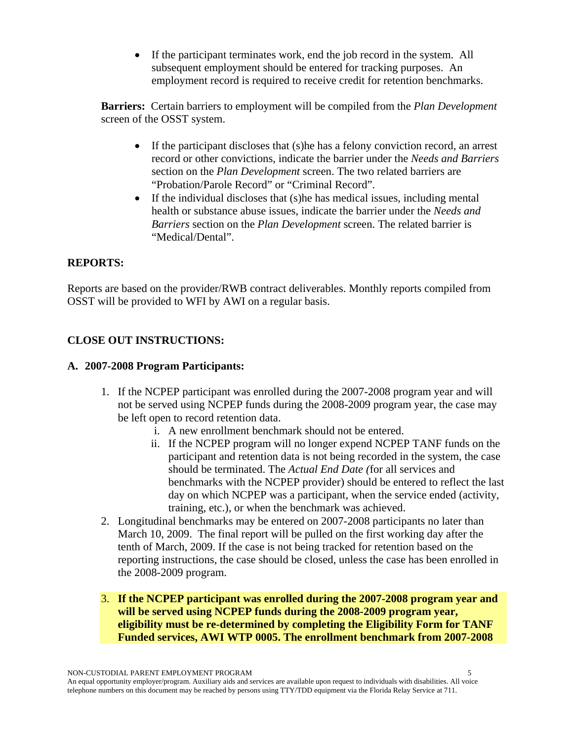- If the participant terminates work, end the job record in the system. All subsequent employment should be entered for tracking purposes. An employment record is required to receive credit for retention benchmarks.

**Barriers:** Certain barriers to employment will be compiled from the *Plan Development* screen of the OSST system.

- If the participant discloses that (s)he has a felony conviction record, an arrest record or other convictions, indicate the barrier under the *Needs and Barriers* section on the *Plan Development* screen. The two related barriers are "Probation/Parole Record" or "Criminal Record".
- If the individual discloses that (s)he has medical issues, including mental health or substance abuse issues, indicate the barrier under the *Needs and Barriers* section on the *Plan Development* screen. The related barrier is "Medical/Dental".

## REPORTS:

Reports are based on the provider/RWB contract deliverables. Monthly reports compiled from OSST will be provided to WFI by AWI on a regular basis.

## CLOSE OUT INSTRUCTIONS:

### A. 2007-2008 Program Participants:

1. If the NCPEP participant was enrolled during the 2007-2008 program year and will not be served using NCPEP funds during the 2008-2009 program year, the case may be left open to record retention data.
   i. A new enrollment benchmark should not be entered.
   ii. If the NCPEP program will no longer expend NCPEP TANF funds on the participant and retention data is not being recorded in the system, the case should be terminated. The *Actual End Date (*for all services and benchmarks with the NCPEP provider) should be entered to reflect the last day on which NCPEP was a participant, when the service ended (activity, training, etc.), or when the benchmark was achieved.
2. Longitudinal benchmarks may be entered on 2007-2008 participants no later than March 10, 2009. The final report will be pulled on the first working day after the tenth of March, 2009. If the case is not being tracked for retention based on the reporting instructions, the case should be closed, unless the case has been enrolled in the 2008-2009 program.
3. **If the NCPEP participant was enrolled during the 2007-2008 program year and will be served using NCPEP funds during the 2008-2009 program year, eligibility must be re-determined by completing the Eligibility Form for TANF Funded services, AWI WTP 0005. The enrollment benchmark from 2007-2008**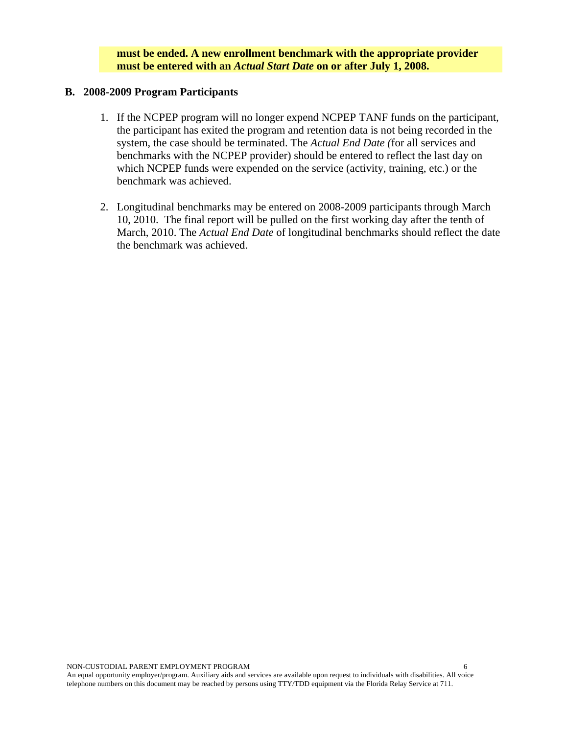**must be ended. A new enrollment benchmark with the appropriate provider must be entered with an *Actual Start Date* on or after July 1, 2008.**

## B. 2008-2009 Program Participants

1. If the NCPEP program will no longer expend NCPEP TANF funds on the participant, the participant has exited the program and retention data is not being recorded in the system, the case should be terminated. The *Actual End Date (*for all services and benchmarks with the NCPEP provider) should be entered to reflect the last day on which NCPEP funds were expended on the service (activity, training, etc.) or the benchmark was achieved.

2. Longitudinal benchmarks may be entered on 2008-2009 participants through March 10, 2010. The final report will be pulled on the first working day after the tenth of March, 2010. The *Actual End Date* of longitudinal benchmarks should reflect the date the benchmark was achieved.